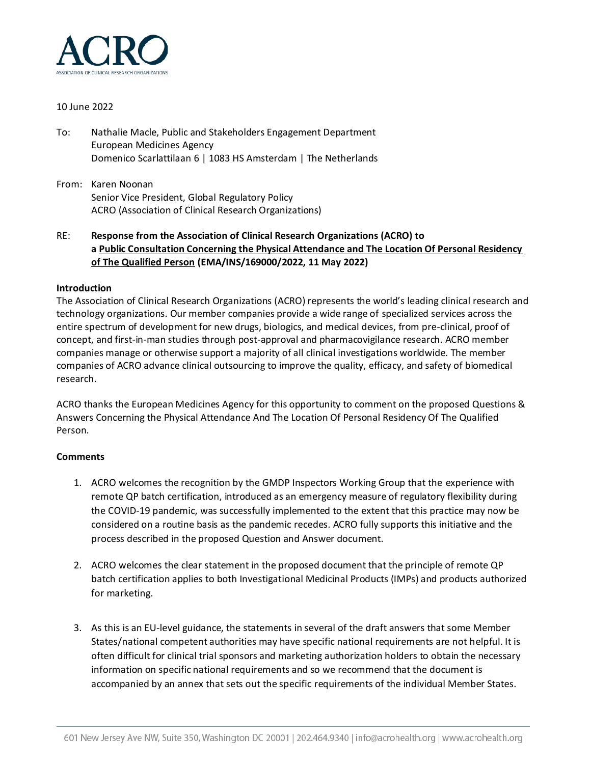ACRO

ASSOCIATION OF CLINICAL RESEARCH ORGANIZATIONS

10 June 2022

To: Nathalie Macle, Public and Stakeholders Engagement Department
European Medicines Agency
Domenico Scarlattilaan 6 | 1083 HS Amsterdam | The Netherlands

From: Karen Noonan
Senior Vice President, Global Regulatory Policy
ACRO (Association of Clinical Research Organizations)

RE: **Response from the Association of Clinical Research Organizations (ACRO) to a Public Consultation Concerning the Physical Attendance and The Location Of Personal Residency of The Qualified Person (EMA/INS/169000/2022, 11 May 2022)**

**Introduction**

The Association of Clinical Research Organizations (ACRO) represents the world's leading clinical research and technology organizations. Our member companies provide a wide range of specialized services across the entire spectrum of development for new drugs, biologics, and medical devices, from pre-clinical, proof of concept, and first-in-man studies through post-approval and pharmacovigilance research. ACRO member companies manage or otherwise support a majority of all clinical investigations worldwide. The member companies of ACRO advance clinical outsourcing to improve the quality, efficacy, and safety of biomedical research.

ACRO thanks the European Medicines Agency for this opportunity to comment on the proposed Questions & Answers Concerning the Physical Attendance And The Location Of Personal Residency Of The Qualified Person.

**Comments**

1. ACRO welcomes the recognition by the GMDP Inspectors Working Group that the experience with remote QP batch certification, introduced as an emergency measure of regulatory flexibility during the COVID-19 pandemic, was successfully implemented to the extent that this practice may now be considered on a routine basis as the pandemic recedes. ACRO fully supports this initiative and the process described in the proposed Question and Answer document.

2. ACRO welcomes the clear statement in the proposed document that the principle of remote QP batch certification applies to both Investigational Medicinal Products (IMPs) and products authorized for marketing.

3. As this is an EU-level guidance, the statements in several of the draft answers that some Member States/national competent authorities may have specific national requirements are not helpful. It is often difficult for clinical trial sponsors and marketing authorization holders to obtain the necessary information on specific national requirements and so we recommend that the document is accompanied by an annex that sets out the specific requirements of the individual Member States.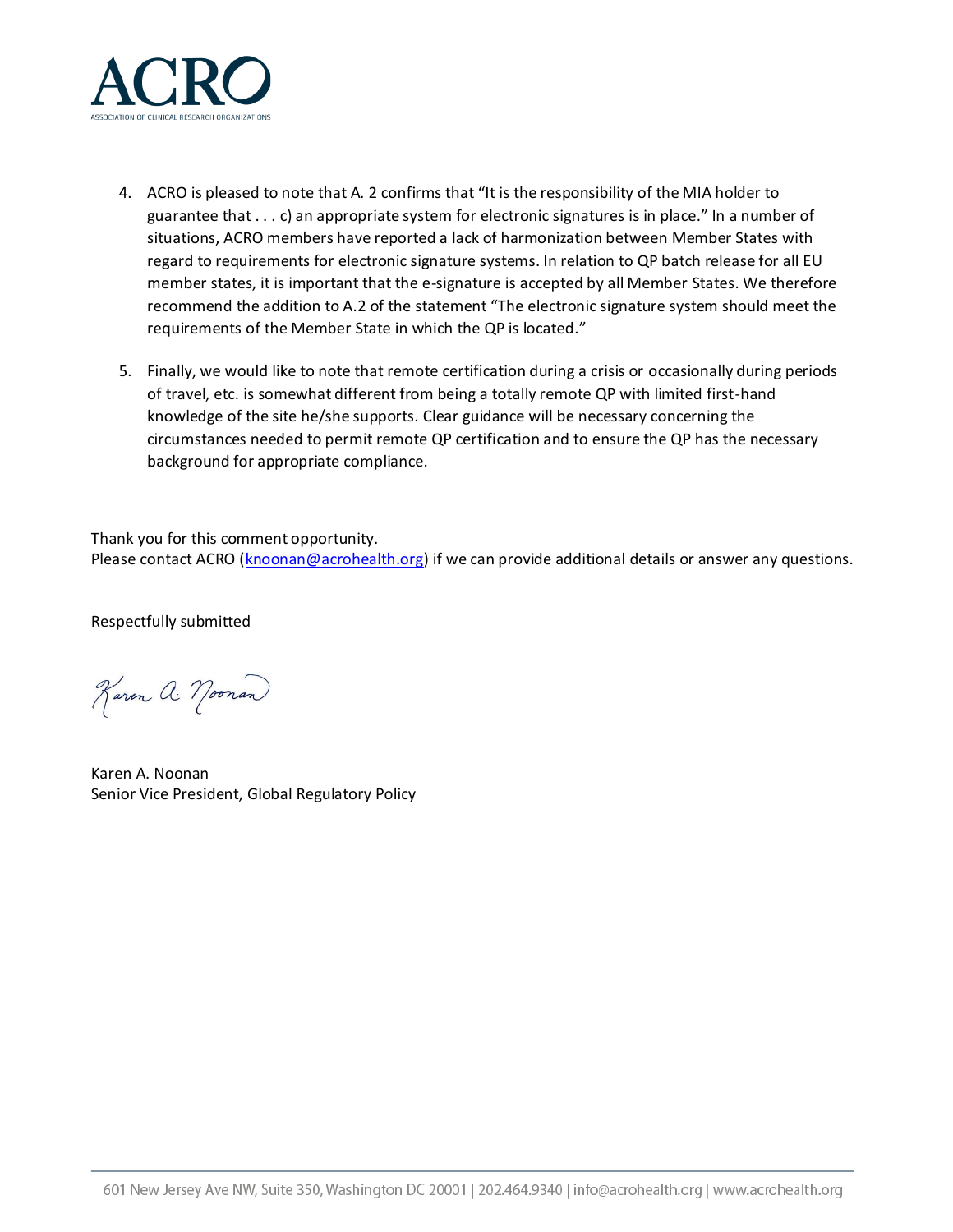4. ACRO is pleased to note that A. 2 confirms that "It is the responsibility of the MIA holder to guarantee that . . . c) an appropriate system for electronic signatures is in place." In a number of situations, ACRO members have reported a lack of harmonization between Member States with regard to requirements for electronic signature systems. In relation to QP batch release for all EU member states, it is important that the e-signature is accepted by all Member States. We therefore recommend the addition to A.2 of the statement "The electronic signature system should meet the requirements of the Member State in which the QP is located."

5. Finally, we would like to note that remote certification during a crisis or occasionally during periods of travel, etc. is somewhat different from being a totally remote QP with limited first-hand knowledge of the site he/she supports. Clear guidance will be necessary concerning the circumstances needed to permit remote QP certification and to ensure the QP has the necessary background for appropriate compliance.

Thank you for this comment opportunity.
Please contact ACRO (knoonan@acrohealth.org) if we can provide additional details or answer any questions.

Respectfully submitted

Karen A. Noonan

Karen A. Noonan
Senior Vice President, Global Regulatory Policy